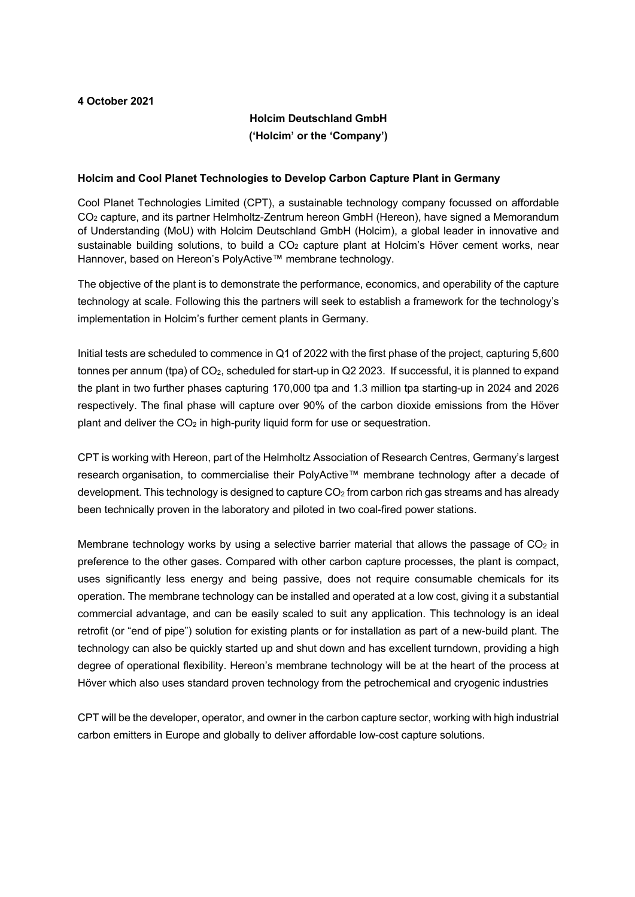**4 October 2021**

**Holcim Deutschland GmbH**
**('Holcim' or the 'Company')**

**Holcim and Cool Planet Technologies to Develop Carbon Capture Plant in Germany**

Cool Planet Technologies Limited (CPT), a sustainable technology company focussed on affordable $CO_2$ capture, and its partner Helmholtz-Zentrum hereon GmbH (Hereon), have signed a Memorandum of Understanding (MoU) with Holcim Deutschland GmbH (Holcim), a global leader in innovative and sustainable building solutions, to build a $CO_2$ capture plant at Holcim's Höver cement works, near Hannover, based on Hereon's PolyActive™ membrane technology.

The objective of the plant is to demonstrate the performance, economics, and operability of the capture technology at scale. Following this the partners will seek to establish a framework for the technology's implementation in Holcim's further cement plants in Germany.

Initial tests are scheduled to commence in Q1 of 2022 with the first phase of the project, capturing 5,600 tonnes per annum (tpa) of $CO_2$, scheduled for start-up in Q2 2023. If successful, it is planned to expand the plant in two further phases capturing 170,000 tpa and 1.3 million tpa starting-up in 2024 and 2026 respectively. The final phase will capture over 90% of the carbon dioxide emissions from the Höver plant and deliver the $CO_2$ in high-purity liquid form for use or sequestration.

CPT is working with Hereon, part of the Helmholtz Association of Research Centres, Germany's largest research organisation, to commercialise their PolyActive™ membrane technology after a decade of development. This technology is designed to capture $CO_2$ from carbon rich gas streams and has already been technically proven in the laboratory and piloted in two coal-fired power stations.

Membrane technology works by using a selective barrier material that allows the passage of $CO_2$ in preference to the other gases. Compared with other carbon capture processes, the plant is compact, uses significantly less energy and being passive, does not require consumable chemicals for its operation. The membrane technology can be installed and operated at a low cost, giving it a substantial commercial advantage, and can be easily scaled to suit any application. This technology is an ideal retrofit (or "end of pipe") solution for existing plants or for installation as part of a new-build plant. The technology can also be quickly started up and shut down and has excellent turndown, providing a high degree of operational flexibility. Hereon's membrane technology will be at the heart of the process at Höver which also uses standard proven technology from the petrochemical and cryogenic industries

CPT will be the developer, operator, and owner in the carbon capture sector, working with high industrial carbon emitters in Europe and globally to deliver affordable low-cost capture solutions.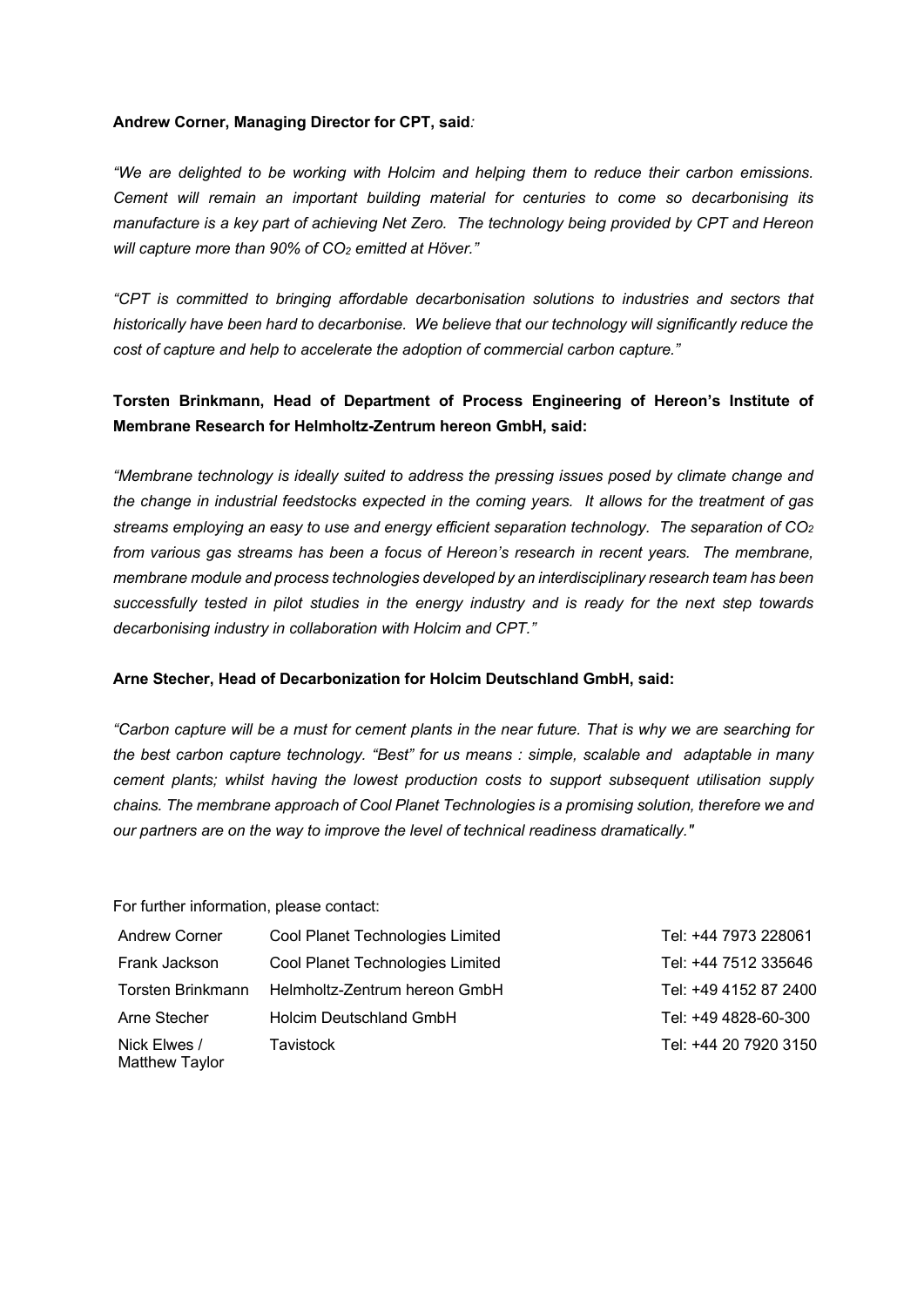**Andrew Corner, Managing Director for CPT, said***:*

*"We are delighted to be working with Holcim and helping them to reduce their carbon emissions. Cement will remain an important building material for centuries to come so decarbonising its manufacture is a key part of achieving Net Zero. The technology being provided by CPT and Hereon will capture more than 90% of $CO_2$ emitted at Höver."*

*"CPT is committed to bringing affordable decarbonisation solutions to industries and sectors that historically have been hard to decarbonise. We believe that our technology will significantly reduce the cost of capture and help to accelerate the adoption of commercial carbon capture."*

**Torsten Brinkmann, Head of Department of Process Engineering of Hereon's Institute of Membrane Research for Helmholtz-Zentrum hereon GmbH, said:**

*"Membrane technology is ideally suited to address the pressing issues posed by climate change and the change in industrial feedstocks expected in the coming years. It allows for the treatment of gas streams employing an easy to use and energy efficient separation technology. The separation of $CO_2$ from various gas streams has been a focus of Hereon's research in recent years. The membrane, membrane module and process technologies developed by an interdisciplinary research team has been successfully tested in pilot studies in the energy industry and is ready for the next step towards decarbonising industry in collaboration with Holcim and CPT."*

**Arne Stecher, Head of Decarbonization for Holcim Deutschland GmbH, said:**

*"Carbon capture will be a must for cement plants in the near future. That is why we are searching for the best carbon capture technology. "Best" for us means : simple, scalable and adaptable in many cement plants; whilst having the lowest production costs to support subsequent utilisation supply chains. The membrane approach of Cool Planet Technologies is a promising solution, therefore we and our partners are on the way to improve the level of technical readiness dramatically."*

For further information, please contact:

| | | |
|---|---|---|
| Andrew Corner | Cool Planet Technologies Limited | Tel: +44 7973 228061 |
| Frank Jackson | Cool Planet Technologies Limited | Tel: +44 7512 335646 |
| Torsten Brinkmann | Helmholtz-Zentrum hereon GmbH | Tel: +49 4152 87 2400 |
| Arne Stecher | Holcim Deutschland GmbH | Tel: +49 4828-60-300 |
| Nick Elwes / Matthew Taylor | Tavistock | Tel: +44 20 7920 3150 |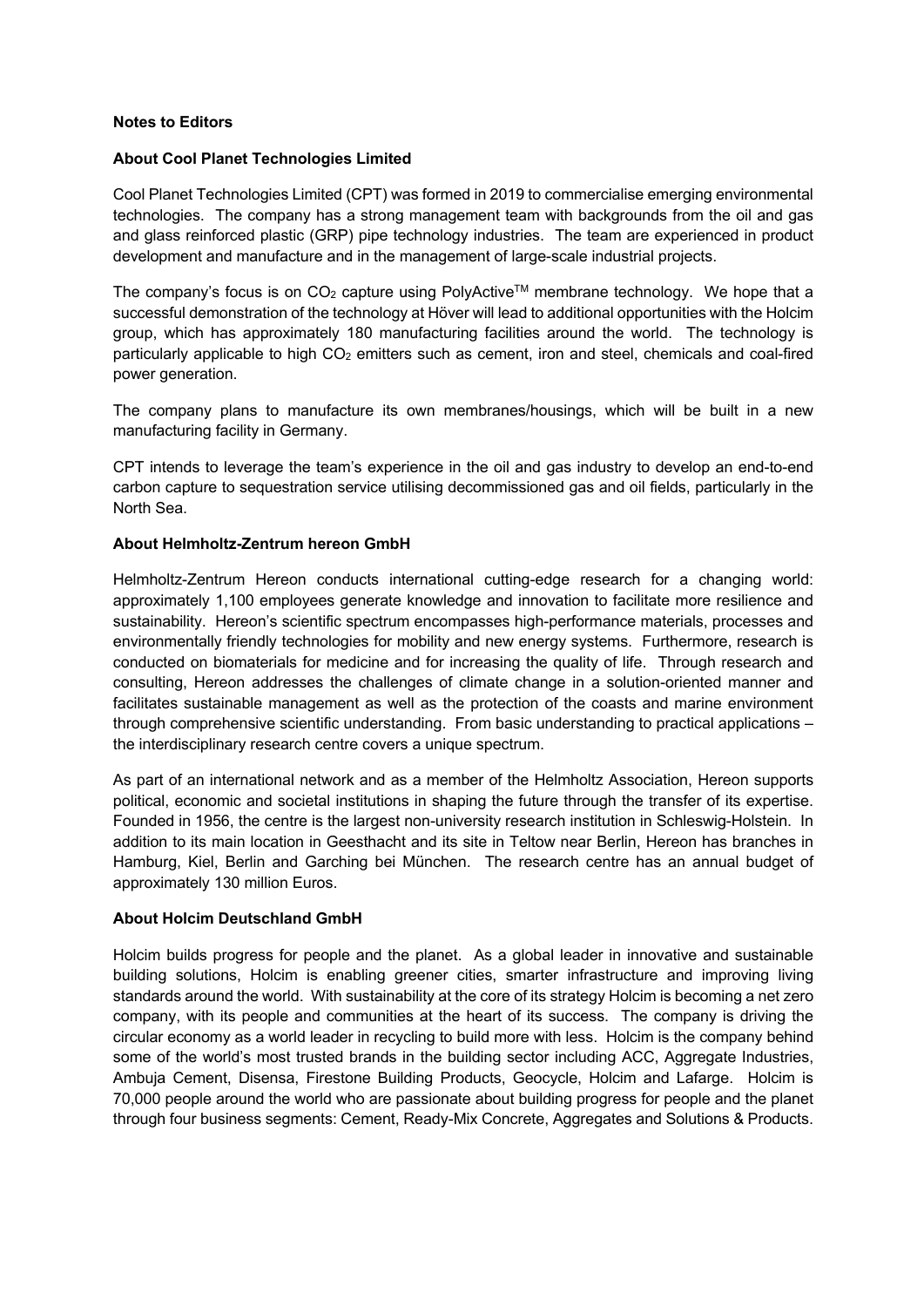**Notes to Editors**

**About Cool Planet Technologies Limited**

Cool Planet Technologies Limited (CPT) was formed in 2019 to commercialise emerging environmental technologies. The company has a strong management team with backgrounds from the oil and gas and glass reinforced plastic (GRP) pipe technology industries. The team are experienced in product development and manufacture and in the management of large-scale industrial projects.

The company's focus is on $CO_2$ capture using PolyActive™ membrane technology. We hope that a successful demonstration of the technology at Höver will lead to additional opportunities with the Holcim group, which has approximately 180 manufacturing facilities around the world. The technology is particularly applicable to high $CO_2$ emitters such as cement, iron and steel, chemicals and coal-fired power generation.

The company plans to manufacture its own membranes/housings, which will be built in a new manufacturing facility in Germany.

CPT intends to leverage the team's experience in the oil and gas industry to develop an end-to-end carbon capture to sequestration service utilising decommissioned gas and oil fields, particularly in the North Sea.

**About Helmholtz-Zentrum hereon GmbH**

Helmholtz-Zentrum Hereon conducts international cutting-edge research for a changing world: approximately 1,100 employees generate knowledge and innovation to facilitate more resilience and sustainability. Hereon's scientific spectrum encompasses high-performance materials, processes and environmentally friendly technologies for mobility and new energy systems. Furthermore, research is conducted on biomaterials for medicine and for increasing the quality of life. Through research and consulting, Hereon addresses the challenges of climate change in a solution-oriented manner and facilitates sustainable management as well as the protection of the coasts and marine environment through comprehensive scientific understanding. From basic understanding to practical applications – the interdisciplinary research centre covers a unique spectrum.

As part of an international network and as a member of the Helmholtz Association, Hereon supports political, economic and societal institutions in shaping the future through the transfer of its expertise. Founded in 1956, the centre is the largest non-university research institution in Schleswig-Holstein. In addition to its main location in Geesthacht and its site in Teltow near Berlin, Hereon has branches in Hamburg, Kiel, Berlin and Garching bei München. The research centre has an annual budget of approximately 130 million Euros.

**About Holcim Deutschland GmbH**

Holcim builds progress for people and the planet. As a global leader in innovative and sustainable building solutions, Holcim is enabling greener cities, smarter infrastructure and improving living standards around the world. With sustainability at the core of its strategy Holcim is becoming a net zero company, with its people and communities at the heart of its success. The company is driving the circular economy as a world leader in recycling to build more with less. Holcim is the company behind some of the world's most trusted brands in the building sector including ACC, Aggregate Industries, Ambuja Cement, Disensa, Firestone Building Products, Geocycle, Holcim and Lafarge. Holcim is 70,000 people around the world who are passionate about building progress for people and the planet through four business segments: Cement, Ready-Mix Concrete, Aggregates and Solutions & Products.